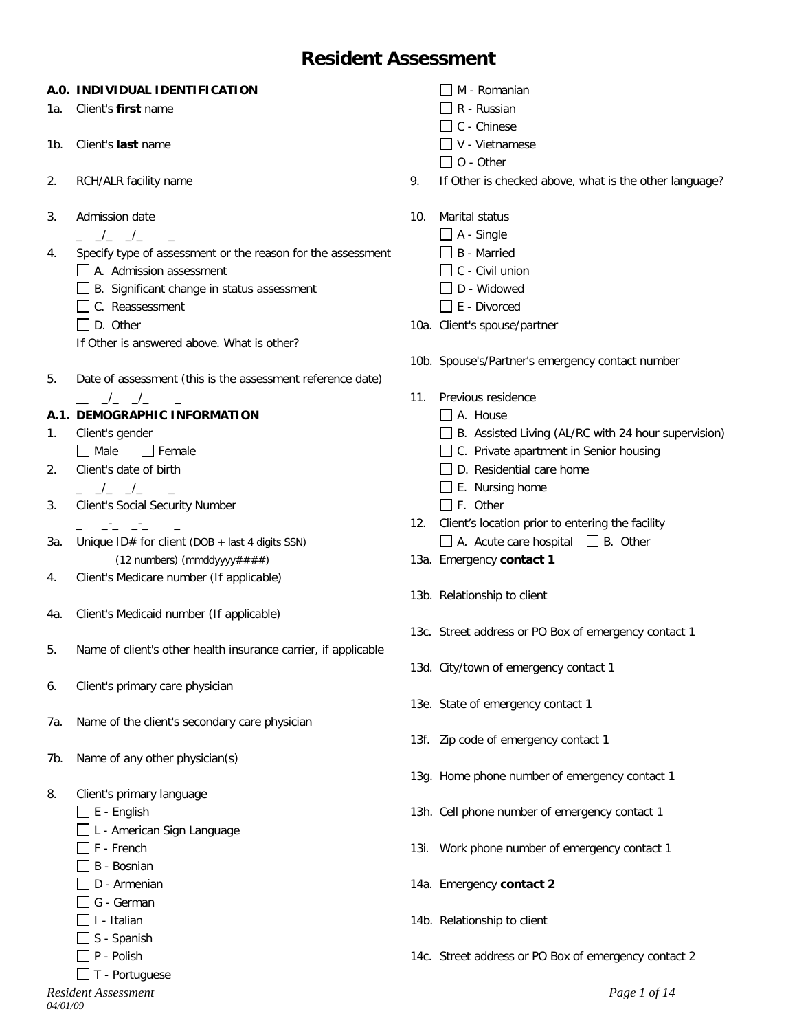# Resident Assessment

## A.0. INDIVIDUAL IDENTIFICATION

1a. Client's **first** name

1b. Client's **last** name

2. RCH/ALR facility name

3. Admission date
   _ _/_ _/_ _

4. Specify type of assessment or the reason for the assessment
   - ☐ A. Admission assessment
   - ☐ B. Significant change in status assessment
   - ☐ C. Reassessment
   - ☐ D. Other

   If Other is answered above. What is other?

5. Date of assessment (this is the assessment reference date)
   __ _/_ _/_ _

## A.1. DEMOGRAPHIC INFORMATION

1. Client's gender
   ☐ Male ☐ Female

2. Client's date of birth
   _ _/_ _/_ _

3. Client's Social Security Number
   _ _-_ _-_ _

3a. Unique ID# for client (DOB + last 4 digits SSN) (12 numbers) (mmddyyyy####)

4. Client's Medicare number (If applicable)

4a. Client's Medicaid number (If applicable)

5. Name of client's other health insurance carrier, if applicable

6. Client's primary care physician

7a. Name of the client's secondary care physician

7b. Name of any other physician(s)

8. Client's primary language
   - ☐ E - English
   - ☐ L - American Sign Language
   - ☐ F - French
   - ☐ B - Bosnian
   - ☐ D - Armenian
   - ☐ G - German
   - ☐ I - Italian
   - ☐ S - Spanish
   - ☐ P - Polish
   - ☐ T - Portuguese
   - ☐ M - Romanian
   - ☐ R - Russian
   - ☐ C - Chinese
   - ☐ V - Vietnamese
   - ☐ O - Other

9. If Other is checked above, what is the other language?

10. Marital status
    - ☐ A - Single
    - ☐ B - Married
    - ☐ C - Civil union
    - ☐ D - Widowed
    - ☐ E - Divorced

10a. Client's spouse/partner

10b. Spouse's/Partner's emergency contact number

11. Previous residence
    - ☐ A. House
    - ☐ B. Assisted Living (AL/RC with 24 hour supervision)
    - ☐ C. Private apartment in Senior housing
    - ☐ D. Residential care home
    - ☐ E. Nursing home
    - ☐ F. Other

12. Client's location prior to entering the facility
    ☐ A. Acute care hospital ☐ B. Other

13a. Emergency **contact 1**

13b. Relationship to client

13c. Street address or PO Box of emergency contact 1

13d. City/town of emergency contact 1

13e. State of emergency contact 1

13f. Zip code of emergency contact 1

13g. Home phone number of emergency contact 1

13h. Cell phone number of emergency contact 1

13i. Work phone number of emergency contact 1

14a. Emergency **contact 2**

14b. Relationship to client

14c. Street address or PO Box of emergency contact 2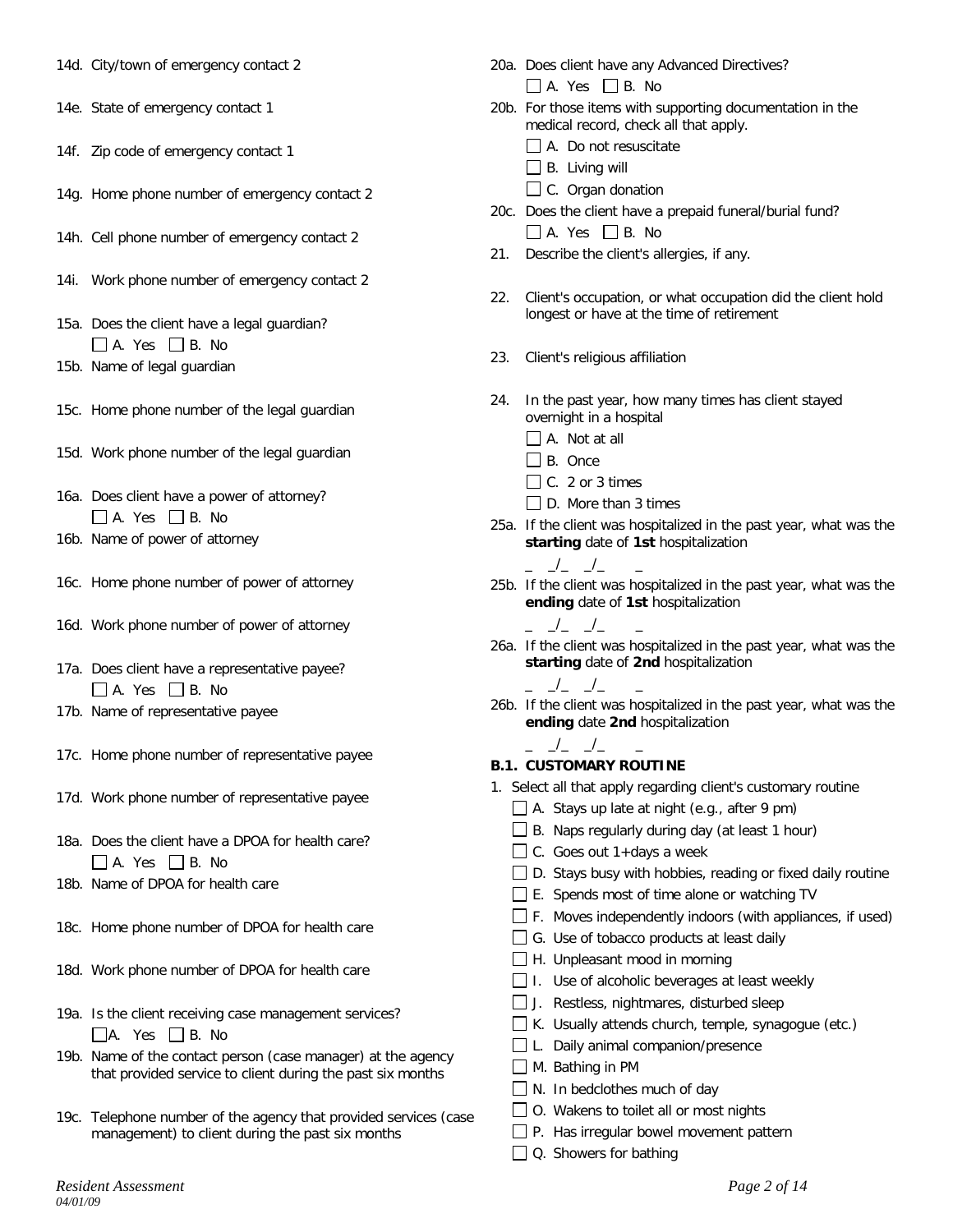14d. City/town of emergency contact 2

14e. State of emergency contact 1

14f. Zip code of emergency contact 1

14g. Home phone number of emergency contact 2

14h. Cell phone number of emergency contact 2

14i. Work phone number of emergency contact 2

15a. Does the client have a legal guardian?
☐ A. Yes ☐ B. No

15b. Name of legal guardian

15c. Home phone number of the legal guardian

15d. Work phone number of the legal guardian

16a. Does client have a power of attorney?
☐ A. Yes ☐ B. No

16b. Name of power of attorney

16c. Home phone number of power of attorney

16d. Work phone number of power of attorney

17a. Does client have a representative payee?
☐ A. Yes ☐ B. No

17b. Name of representative payee

17c. Home phone number of representative payee

17d. Work phone number of representative payee

18a. Does the client have a DPOA for health care?
☐ A. Yes ☐ B. No

18b. Name of DPOA for health care

18c. Home phone number of DPOA for health care

18d. Work phone number of DPOA for health care

19a. Is the client receiving case management services?
☐ A. Yes ☐ B. No

19b. Name of the contact person (case manager) at the agency that provided service to client during the past six months

19c. Telephone number of the agency that provided services (case management) to client during the past six months

20a. Does client have any Advanced Directives?
☐ A. Yes ☐ B. No

20b. For those items with supporting documentation in the medical record, check all that apply.
☐ A. Do not resuscitate
☐ B. Living will
☐ C. Organ donation

20c. Does the client have a prepaid funeral/burial fund?
☐ A. Yes ☐ B. No

21. Describe the client's allergies, if any.

22. Client's occupation, or what occupation did the client hold longest or have at the time of retirement

23. Client's religious affiliation

24. In the past year, how many times has client stayed overnight in a hospital
☐ A. Not at all
☐ B. Once
☐ C. 2 or 3 times
☐ D. More than 3 times

25a. If the client was hospitalized in the past year, what was the **starting** date of **1st** hospitalization
_ _/_ _/_ _

25b. If the client was hospitalized in the past year, what was the **ending** date of **1st** hospitalization
_ _/_ _/_ _

26a. If the client was hospitalized in the past year, what was the **starting** date of **2nd** hospitalization
_ _/_ _/_ _

26b. If the client was hospitalized in the past year, what was the **ending** date **2nd** hospitalization
_ _/_ _/_ _

## B.1. CUSTOMARY ROUTINE

1. Select all that apply regarding client's customary routine
   - ☐ A. Stays up late at night (e.g., after 9 pm)
   - ☐ B. Naps regularly during day (at least 1 hour)
   - ☐ C. Goes out 1+days a week
   - ☐ D. Stays busy with hobbies, reading or fixed daily routine
   - ☐ E. Spends most of time alone or watching TV
   - ☐ F. Moves independently indoors (with appliances, if used)
   - ☐ G. Use of tobacco products at least daily
   - ☐ H. Unpleasant mood in morning
   - ☐ I. Use of alcoholic beverages at least weekly
   - ☐ J. Restless, nightmares, disturbed sleep
   - ☐ K. Usually attends church, temple, synagogue (etc.)
   - ☐ L. Daily animal companion/presence
   - ☐ M. Bathing in PM
   - ☐ N. In bedclothes much of day
   - ☐ O. Wakens to toilet all or most nights
   - ☐ P. Has irregular bowel movement pattern
   - ☐ Q. Showers for bathing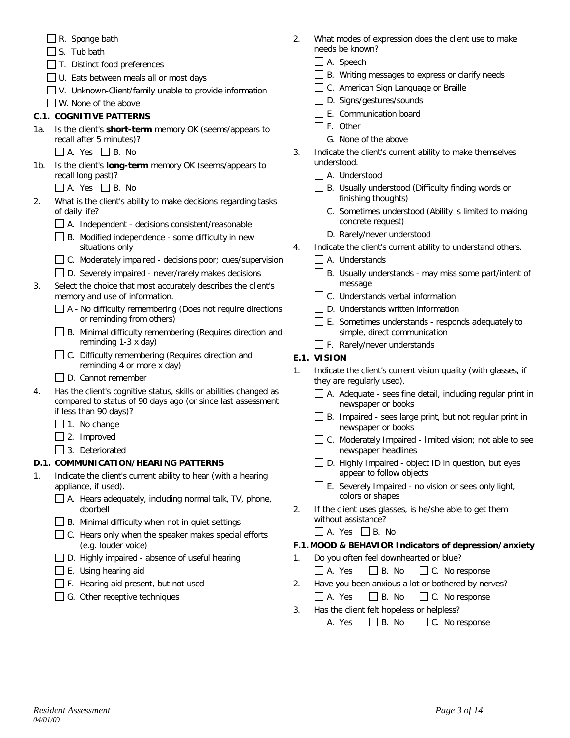- [ ] R. Sponge bath
- [ ] S. Tub bath
- [ ] T. Distinct food preferences
- [ ] U. Eats between meals all or most days
- [ ] V. Unknown-Client/family unable to provide information
- [ ] W. None of the above

### C.1. COGNITIVE PATTERNS

1a. Is the client's **short-term** memory OK (seems/appears to recall after 5 minutes)?

- [ ] A. Yes
- [ ] B. No

1b. Is the client's **long-term** memory OK (seems/appears to recall long past)?

- [ ] A. Yes
- [ ] B. No

2. What is the client's ability to make decisions regarding tasks of daily life?
   - [ ] A. Independent - decisions consistent/reasonable
   - [ ] B. Modified independence - some difficulty in new situations only
   - [ ] C. Moderately impaired - decisions poor; cues/supervision
   - [ ] D. Severely impaired - never/rarely makes decisions

3. Select the choice that most accurately describes the client's memory and use of information.
   - [ ] A - No difficulty remembering (Does not require directions or reminding from others)
   - [ ] B. Minimal difficulty remembering (Requires direction and reminding 1-3 x day)
   - [ ] C. Difficulty remembering (Requires direction and reminding 4 or more x day)
   - [ ] D. Cannot remember

4. Has the client's cognitive status, skills or abilities changed as compared to status of 90 days ago (or since last assessment if less than 90 days)?
   - [ ] 1. No change
   - [ ] 2. Improved
   - [ ] 3. Deteriorated

### D.1. COMMUNICATION/HEARING PATTERNS

1. Indicate the client's current ability to hear (with a hearing appliance, if used).
   - [ ] A. Hears adequately, including normal talk, TV, phone, doorbell
   - [ ] B. Minimal difficulty when not in quiet settings
   - [ ] C. Hears only when the speaker makes special efforts (e.g. louder voice)
   - [ ] D. Highly impaired - absence of useful hearing
   - [ ] E. Using hearing aid
   - [ ] F. Hearing aid present, but not used
   - [ ] G. Other receptive techniques

2. What modes of expression does the client use to make needs be known?
   - [ ] A. Speech
   - [ ] B. Writing messages to express or clarify needs
   - [ ] C. American Sign Language or Braille
   - [ ] D. Signs/gestures/sounds
   - [ ] E. Communication board
   - [ ] F. Other
   - [ ] G. None of the above

3. Indicate the client's current ability to make themselves understood.
   - [ ] A. Understood
   - [ ] B. Usually understood (Difficulty finding words or finishing thoughts)
   - [ ] C. Sometimes understood (Ability is limited to making concrete request)
   - [ ] D. Rarely/never understood

4. Indicate the client's current ability to understand others.
   - [ ] A. Understands
   - [ ] B. Usually understands - may miss some part/intent of message
   - [ ] C. Understands verbal information
   - [ ] D. Understands written information
   - [ ] E. Sometimes understands - responds adequately to simple, direct communication
   - [ ] F. Rarely/never understands

### E.1. VISION

1. Indicate the client's current vision quality (with glasses, if they are regularly used).
   - [ ] A. Adequate - sees fine detail, including regular print in newspaper or books
   - [ ] B. Impaired - sees large print, but not regular print in newspaper or books
   - [ ] C. Moderately Impaired - limited vision; not able to see newspaper headlines
   - [ ] D. Highly Impaired - object ID in question, but eyes appear to follow objects
   - [ ] E. Severely Impaired - no vision or sees only light, colors or shapes

2. If the client uses glasses, is he/she able to get them without assistance?
   - [ ] A. Yes
   - [ ] B. No

### F.1. MOOD & BEHAVIOR Indicators of depression/anxiety

1. Do you often feel downhearted or blue?
   - [ ] A. Yes
   - [ ] B. No
   - [ ] C. No response

2. Have you been anxious a lot or bothered by nerves?
   - [ ] A. Yes
   - [ ] B. No
   - [ ] C. No response

3. Has the client felt hopeless or helpless?
   - [ ] A. Yes
   - [ ] B. No
   - [ ] C. No response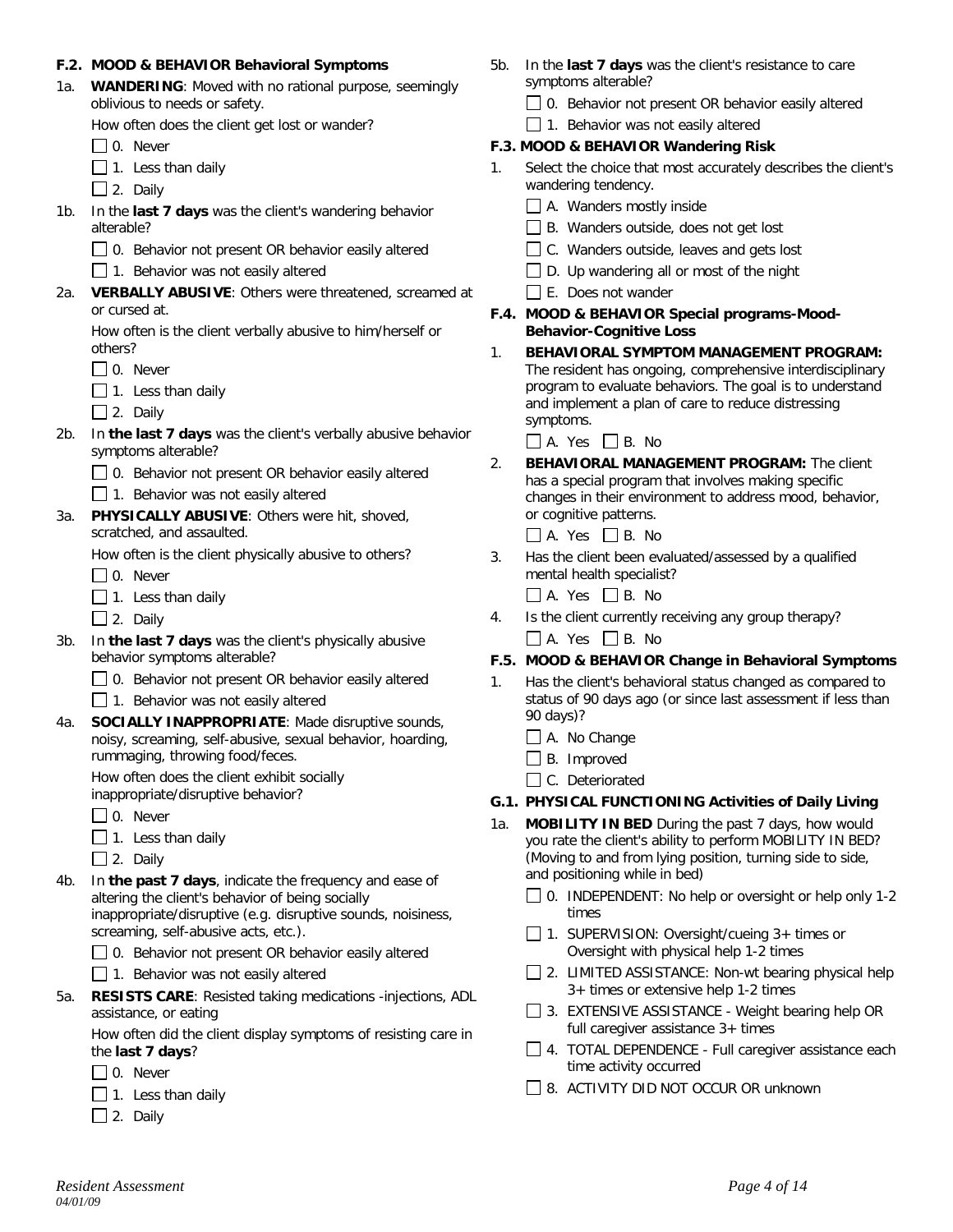### F.2. MOOD & BEHAVIOR Behavioral Symptoms

1a. **WANDERING**: Moved with no rational purpose, seemingly oblivious to needs or safety.

How often does the client get lost or wander?

- ☐ 0. Never
- ☐ 1. Less than daily
- ☐ 2. Daily

1b. In the **last 7 days** was the client's wandering behavior alterable?

- ☐ 0. Behavior not present OR behavior easily altered
- ☐ 1. Behavior was not easily altered

2a. **VERBALLY ABUSIVE**: Others were threatened, screamed at or cursed at.

How often is the client verbally abusive to him/herself or others?

- ☐ 0. Never
- ☐ 1. Less than daily
- ☐ 2. Daily

2b. In **the last 7 days** was the client's verbally abusive behavior symptoms alterable?

- ☐ 0. Behavior not present OR behavior easily altered
- ☐ 1. Behavior was not easily altered

3a. **PHYSICALLY ABUSIVE**: Others were hit, shoved, scratched, and assaulted.

How often is the client physically abusive to others?

- ☐ 0. Never
- ☐ 1. Less than daily
- ☐ 2. Daily

3b. In **the last 7 days** was the client's physically abusive behavior symptoms alterable?

- ☐ 0. Behavior not present OR behavior easily altered
- ☐ 1. Behavior was not easily altered

4a. **SOCIALLY INAPPROPRIATE**: Made disruptive sounds, noisy, screaming, self-abusive, sexual behavior, hoarding, rummaging, throwing food/feces.

How often does the client exhibit socially inappropriate/disruptive behavior?

- ☐ 0. Never
- ☐ 1. Less than daily
- ☐ 2. Daily

4b. In **the past 7 days**, indicate the frequency and ease of altering the client's behavior of being socially inappropriate/disruptive (e.g. disruptive sounds, noisiness, screaming, self-abusive acts, etc.).

- ☐ 0. Behavior not present OR behavior easily altered
- ☐ 1. Behavior was not easily altered

5a. **RESISTS CARE**: Resisted taking medications -injections, ADL assistance, or eating

How often did the client display symptoms of resisting care in the **last 7 days**?

- ☐ 0. Never
- ☐ 1. Less than daily
- ☐ 2. Daily

5b. In the **last 7 days** was the client's resistance to care symptoms alterable?

- ☐ 0. Behavior not present OR behavior easily altered
- ☐ 1. Behavior was not easily altered

### F.3. MOOD & BEHAVIOR Wandering Risk

1. Select the choice that most accurately describes the client's wandering tendency.

- ☐ A. Wanders mostly inside
- ☐ B. Wanders outside, does not get lost
- ☐ C. Wanders outside, leaves and gets lost
- ☐ D. Up wandering all or most of the night
- ☐ E. Does not wander

### F.4. MOOD & BEHAVIOR Special programs-Mood-Behavior-Cognitive Loss

1. **BEHAVIORAL SYMPTOM MANAGEMENT PROGRAM:** The resident has ongoing, comprehensive interdisciplinary program to evaluate behaviors. The goal is to understand and implement a plan of care to reduce distressing symptoms.

☐ A. Yes ☐ B. No

2. **BEHAVIORAL MANAGEMENT PROGRAM:** The client has a special program that involves making specific changes in their environment to address mood, behavior, or cognitive patterns.

☐ A. Yes ☐ B. No

3. Has the client been evaluated/assessed by a qualified mental health specialist?

☐ A. Yes ☐ B. No

4. Is the client currently receiving any group therapy?

☐ A. Yes ☐ B. No

### F.5. MOOD & BEHAVIOR Change in Behavioral Symptoms

1. Has the client's behavioral status changed as compared to status of 90 days ago (or since last assessment if less than 90 days)?

- ☐ A. No Change
- ☐ B. Improved
- ☐ C. Deteriorated

### G.1. PHYSICAL FUNCTIONING Activities of Daily Living

1a. **MOBILITY IN BED** During the past 7 days, how would you rate the client's ability to perform MOBILITY IN BED? (Moving to and from lying position, turning side to side, and positioning while in bed)

- ☐ 0. INDEPENDENT: No help or oversight or help only 1-2 times
- ☐ 1. SUPERVISION: Oversight/cueing 3+ times or Oversight with physical help 1-2 times
- ☐ 2. LIMITED ASSISTANCE: Non-wt bearing physical help 3+ times or extensive help 1-2 times
- ☐ 3. EXTENSIVE ASSISTANCE - Weight bearing help OR full caregiver assistance 3+ times
- ☐ 4. TOTAL DEPENDENCE - Full caregiver assistance each time activity occurred
- ☐ 8. ACTIVITY DID NOT OCCUR OR unknown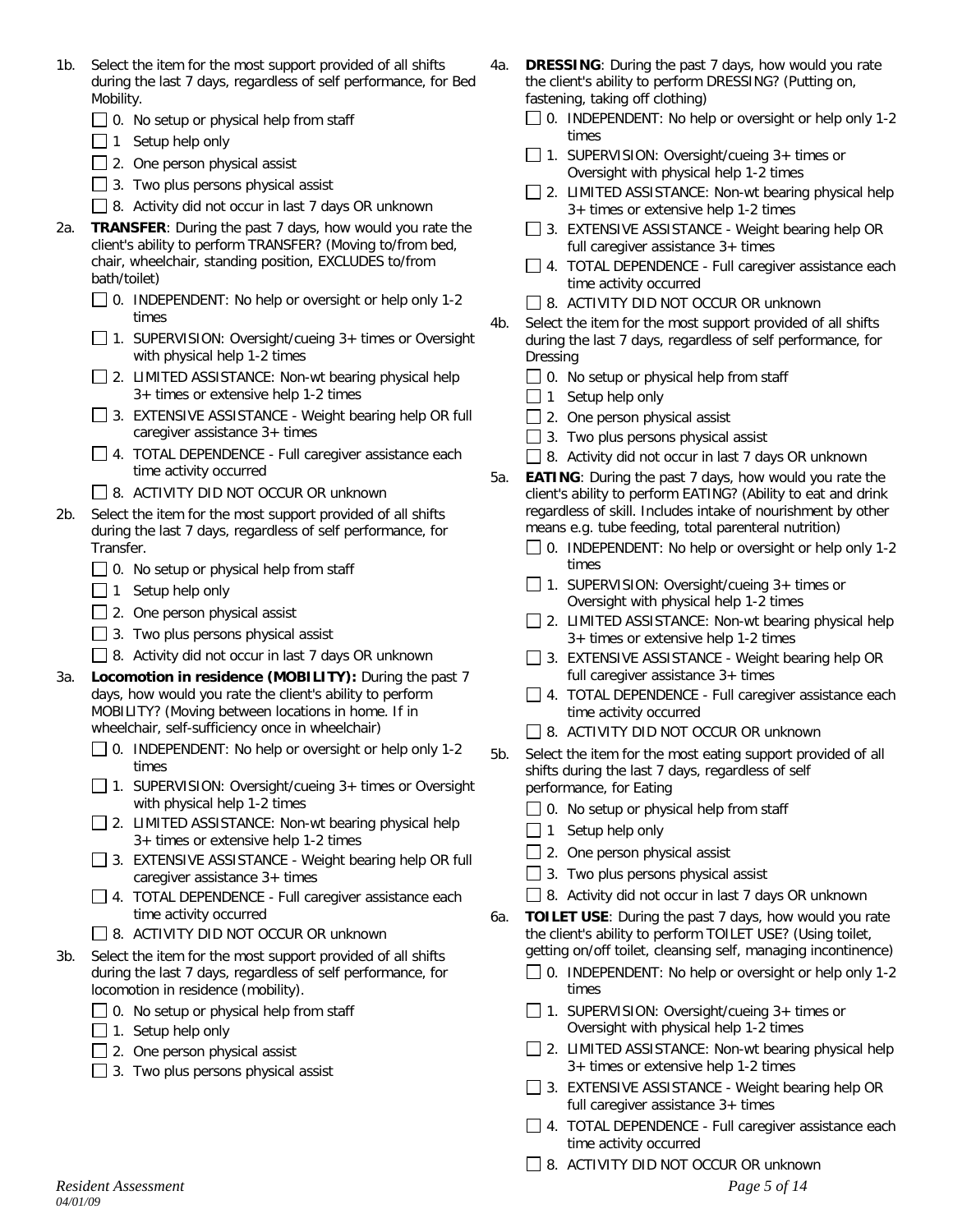1b. Select the item for the most support provided of all shifts during the last 7 days, regardless of self performance, for Bed Mobility.

- ☐ 0. No setup or physical help from staff
- ☐ 1 Setup help only
- ☐ 2. One person physical assist
- ☐ 3. Two plus persons physical assist
- ☐ 8. Activity did not occur in last 7 days OR unknown

2a. **TRANSFER**: During the past 7 days, how would you rate the client's ability to perform TRANSFER? (Moving to/from bed, chair, wheelchair, standing position, EXCLUDES to/from bath/toilet)

- ☐ 0. INDEPENDENT: No help or oversight or help only 1-2 times
- ☐ 1. SUPERVISION: Oversight/cueing 3+ times or Oversight with physical help 1-2 times
- ☐ 2. LIMITED ASSISTANCE: Non-wt bearing physical help 3+ times or extensive help 1-2 times
- ☐ 3. EXTENSIVE ASSISTANCE - Weight bearing help OR full caregiver assistance 3+ times
- ☐ 4. TOTAL DEPENDENCE - Full caregiver assistance each time activity occurred
- ☐ 8. ACTIVITY DID NOT OCCUR OR unknown

2b. Select the item for the most support provided of all shifts during the last 7 days, regardless of self performance, for Transfer.

- ☐ 0. No setup or physical help from staff
- ☐ 1 Setup help only
- ☐ 2. One person physical assist
- ☐ 3. Two plus persons physical assist
- ☐ 8. Activity did not occur in last 7 days OR unknown

3a. **Locomotion in residence (MOBILITY):** During the past 7 days, how would you rate the client's ability to perform MOBILITY? (Moving between locations in home. If in wheelchair, self-sufficiency once in wheelchair)

- ☐ 0. INDEPENDENT: No help or oversight or help only 1-2 times
- ☐ 1. SUPERVISION: Oversight/cueing 3+ times or Oversight with physical help 1-2 times
- ☐ 2. LIMITED ASSISTANCE: Non-wt bearing physical help 3+ times or extensive help 1-2 times
- ☐ 3. EXTENSIVE ASSISTANCE - Weight bearing help OR full caregiver assistance 3+ times
- ☐ 4. TOTAL DEPENDENCE - Full caregiver assistance each time activity occurred
- ☐ 8. ACTIVITY DID NOT OCCUR OR unknown

3b. Select the item for the most support provided of all shifts during the last 7 days, regardless of self performance, for locomotion in residence (mobility).

- ☐ 0. No setup or physical help from staff
- ☐ 1. Setup help only
- ☐ 2. One person physical assist
- ☐ 3. Two plus persons physical assist

4a. **DRESSING**: During the past 7 days, how would you rate the client's ability to perform DRESSING? (Putting on, fastening, taking off clothing)

- ☐ 0. INDEPENDENT: No help or oversight or help only 1-2 times
- ☐ 1. SUPERVISION: Oversight/cueing 3+ times or Oversight with physical help 1-2 times
- ☐ 2. LIMITED ASSISTANCE: Non-wt bearing physical help 3+ times or extensive help 1-2 times
- ☐ 3. EXTENSIVE ASSISTANCE - Weight bearing help OR full caregiver assistance 3+ times
- ☐ 4. TOTAL DEPENDENCE - Full caregiver assistance each time activity occurred
- ☐ 8. ACTIVITY DID NOT OCCUR OR unknown

4b. Select the item for the most support provided of all shifts during the last 7 days, regardless of self performance, for Dressing

- ☐ 0. No setup or physical help from staff
- ☐ 1 Setup help only
- ☐ 2. One person physical assist
- ☐ 3. Two plus persons physical assist
- ☐ 8. Activity did not occur in last 7 days OR unknown

5a. **EATING**: During the past 7 days, how would you rate the client's ability to perform EATING? (Ability to eat and drink regardless of skill. Includes intake of nourishment by other means e.g. tube feeding, total parenteral nutrition)

- ☐ 0. INDEPENDENT: No help or oversight or help only 1-2 times
- ☐ 1. SUPERVISION: Oversight/cueing 3+ times or Oversight with physical help 1-2 times
- ☐ 2. LIMITED ASSISTANCE: Non-wt bearing physical help 3+ times or extensive help 1-2 times
- ☐ 3. EXTENSIVE ASSISTANCE - Weight bearing help OR full caregiver assistance 3+ times
- ☐ 4. TOTAL DEPENDENCE - Full caregiver assistance each time activity occurred
- ☐ 8. ACTIVITY DID NOT OCCUR OR unknown

5b. Select the item for the most eating support provided of all shifts during the last 7 days, regardless of self performance, for Eating

- ☐ 0. No setup or physical help from staff
- ☐ 1 Setup help only
- ☐ 2. One person physical assist
- ☐ 3. Two plus persons physical assist
- ☐ 8. Activity did not occur in last 7 days OR unknown

6a. **TOILET USE**: During the past 7 days, how would you rate the client's ability to perform TOILET USE? (Using toilet, getting on/off toilet, cleansing self, managing incontinence)

- ☐ 0. INDEPENDENT: No help or oversight or help only 1-2 times
- ☐ 1. SUPERVISION: Oversight/cueing 3+ times or Oversight with physical help 1-2 times
- ☐ 2. LIMITED ASSISTANCE: Non-wt bearing physical help 3+ times or extensive help 1-2 times
- ☐ 3. EXTENSIVE ASSISTANCE - Weight bearing help OR full caregiver assistance 3+ times
- ☐ 4. TOTAL DEPENDENCE - Full caregiver assistance each time activity occurred
- ☐ 8. ACTIVITY DID NOT OCCUR OR unknown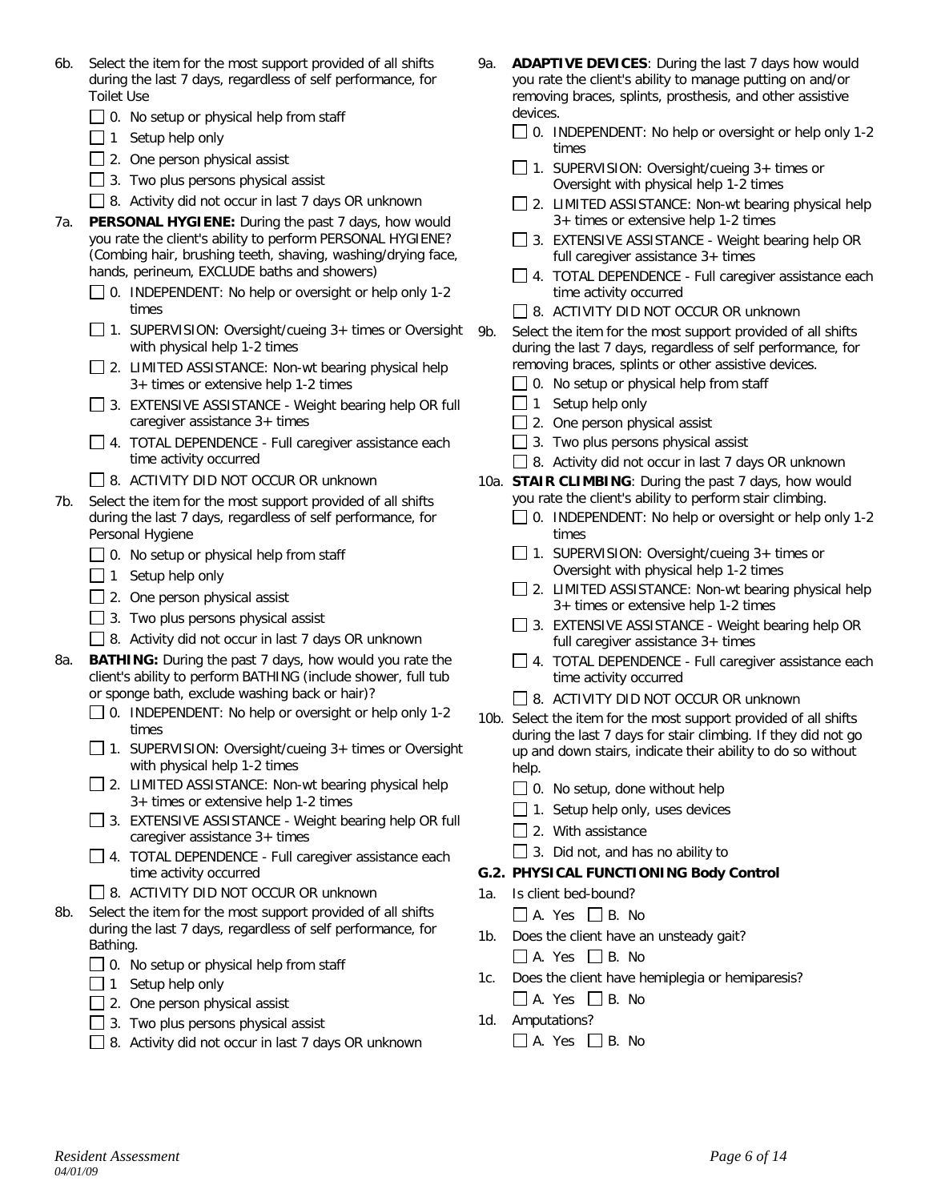6b. Select the item for the most support provided of all shifts during the last 7 days, regardless of self performance, for Toilet Use

- ☐ 0. No setup or physical help from staff
- ☐ 1 Setup help only
- ☐ 2. One person physical assist
- ☐ 3. Two plus persons physical assist
- ☐ 8. Activity did not occur in last 7 days OR unknown

7a. **PERSONAL HYGIENE:** During the past 7 days, how would you rate the client's ability to perform PERSONAL HYGIENE? (Combing hair, brushing teeth, shaving, washing/drying face, hands, perineum, EXCLUDE baths and showers)

- ☐ 0. INDEPENDENT: No help or oversight or help only 1-2 times
- ☐ 1. SUPERVISION: Oversight/cueing 3+ times or Oversight with physical help 1-2 times
- ☐ 2. LIMITED ASSISTANCE: Non-wt bearing physical help 3+ times or extensive help 1-2 times
- ☐ 3. EXTENSIVE ASSISTANCE - Weight bearing help OR full caregiver assistance 3+ times
- ☐ 4. TOTAL DEPENDENCE - Full caregiver assistance each time activity occurred
- ☐ 8. ACTIVITY DID NOT OCCUR OR unknown

7b. Select the item for the most support provided of all shifts during the last 7 days, regardless of self performance, for Personal Hygiene

- ☐ 0. No setup or physical help from staff
- ☐ 1 Setup help only
- ☐ 2. One person physical assist
- ☐ 3. Two plus persons physical assist
- ☐ 8. Activity did not occur in last 7 days OR unknown

8a. **BATHING:** During the past 7 days, how would you rate the client's ability to perform BATHING (include shower, full tub or sponge bath, exclude washing back or hair)?

- ☐ 0. INDEPENDENT: No help or oversight or help only 1-2 times
- ☐ 1. SUPERVISION: Oversight/cueing 3+ times or Oversight with physical help 1-2 times
- ☐ 2. LIMITED ASSISTANCE: Non-wt bearing physical help 3+ times or extensive help 1-2 times
- ☐ 3. EXTENSIVE ASSISTANCE - Weight bearing help OR full caregiver assistance 3+ times
- ☐ 4. TOTAL DEPENDENCE - Full caregiver assistance each time activity occurred
- ☐ 8. ACTIVITY DID NOT OCCUR OR unknown

8b. Select the item for the most support provided of all shifts during the last 7 days, regardless of self performance, for Bathing.

- ☐ 0. No setup or physical help from staff
- ☐ 1 Setup help only
- ☐ 2. One person physical assist
- ☐ 3. Two plus persons physical assist
- ☐ 8. Activity did not occur in last 7 days OR unknown

9a. **ADAPTIVE DEVICES**: During the last 7 days how would you rate the client's ability to manage putting on and/or removing braces, splints, prosthesis, and other assistive devices.

- ☐ 0. INDEPENDENT: No help or oversight or help only 1-2 times
- ☐ 1. SUPERVISION: Oversight/cueing 3+ times or Oversight with physical help 1-2 times
- ☐ 2. LIMITED ASSISTANCE: Non-wt bearing physical help 3+ times or extensive help 1-2 times
- ☐ 3. EXTENSIVE ASSISTANCE - Weight bearing help OR full caregiver assistance 3+ times
- ☐ 4. TOTAL DEPENDENCE - Full caregiver assistance each time activity occurred
- ☐ 8. ACTIVITY DID NOT OCCUR OR unknown

9b. Select the item for the most support provided of all shifts during the last 7 days, regardless of self performance, for removing braces, splints or other assistive devices.

- ☐ 0. No setup or physical help from staff
- ☐ 1 Setup help only
- ☐ 2. One person physical assist
- ☐ 3. Two plus persons physical assist
- ☐ 8. Activity did not occur in last 7 days OR unknown

10a. **STAIR CLIMBING**: During the past 7 days, how would you rate the client's ability to perform stair climbing.

- ☐ 0. INDEPENDENT: No help or oversight or help only 1-2 times
- ☐ 1. SUPERVISION: Oversight/cueing 3+ times or Oversight with physical help 1-2 times
- ☐ 2. LIMITED ASSISTANCE: Non-wt bearing physical help 3+ times or extensive help 1-2 times
- ☐ 3. EXTENSIVE ASSISTANCE - Weight bearing help OR full caregiver assistance 3+ times
- ☐ 4. TOTAL DEPENDENCE - Full caregiver assistance each time activity occurred
- ☐ 8. ACTIVITY DID NOT OCCUR OR unknown

10b. Select the item for the most support provided of all shifts during the last 7 days for stair climbing. If they did not go up and down stairs, indicate their ability to do so without help.

- ☐ 0. No setup, done without help
- ☐ 1. Setup help only, uses devices
- ☐ 2. With assistance
- ☐ 3. Did not, and has no ability to

### G.2. PHYSICAL FUNCTIONING Body Control

1a. Is client bed-bound?

☐ A. Yes ☐ B. No

1b. Does the client have an unsteady gait?

☐ A. Yes ☐ B. No

1c. Does the client have hemiplegia or hemiparesis?

☐ A. Yes ☐ B. No

1d. Amputations?

☐ A. Yes ☐ B. No

*Resident Assessment*
*04/01/09*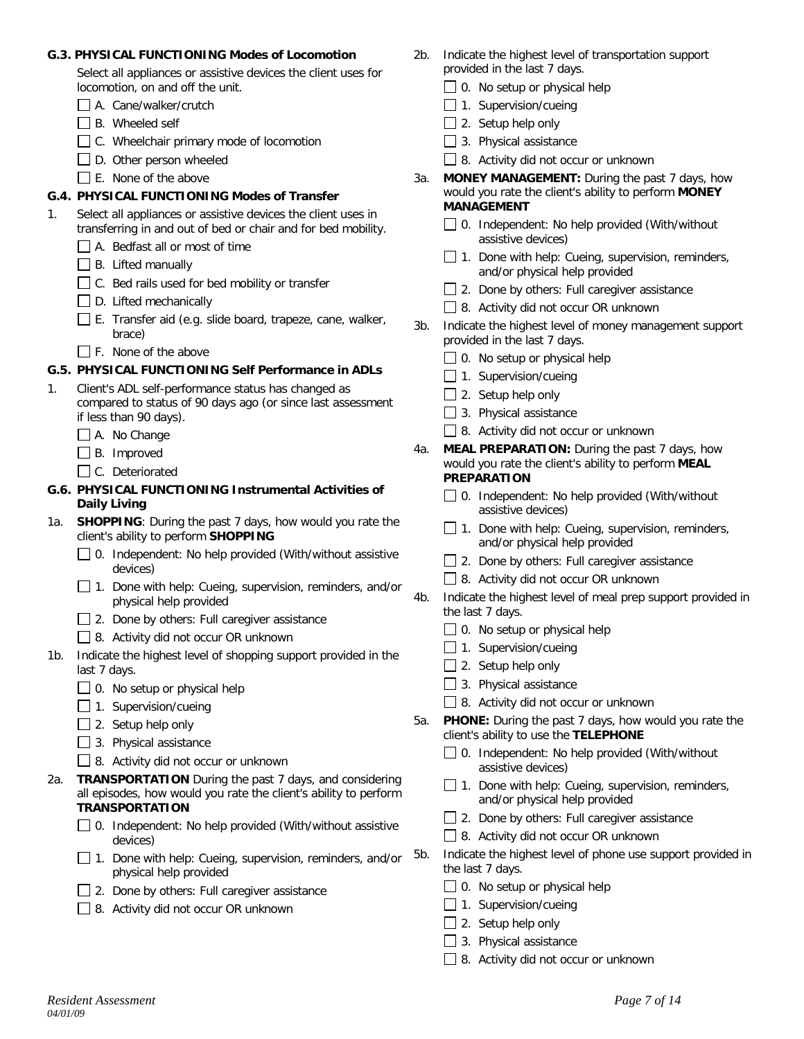**G.3. PHYSICAL FUNCTIONING Modes of Locomotion**

Select all appliances or assistive devices the client uses for locomotion, on and off the unit.

- ☐ A. Cane/walker/crutch
- ☐ B. Wheeled self
- ☐ C. Wheelchair primary mode of locomotion
- ☐ D. Other person wheeled
- ☐ E. None of the above

**G.4. PHYSICAL FUNCTIONING Modes of Transfer**

1. Select all appliances or assistive devices the client uses in transferring in and out of bed or chair and for bed mobility.
   - ☐ A. Bedfast all or most of time
   - ☐ B. Lifted manually
   - ☐ C. Bed rails used for bed mobility or transfer
   - ☐ D. Lifted mechanically
   - ☐ E. Transfer aid (e.g. slide board, trapeze, cane, walker, brace)
   - ☐ F. None of the above

**G.5. PHYSICAL FUNCTIONING Self Performance in ADLs**

1. Client's ADL self-performance status has changed as compared to status of 90 days ago (or since last assessment if less than 90 days).
   - ☐ A. No Change
   - ☐ B. Improved
   - ☐ C. Deteriorated

**G.6. PHYSICAL FUNCTIONING Instrumental Activities of Daily Living**

1a. **SHOPPING**: During the past 7 days, how would you rate the client's ability to perform **SHOPPING**

- ☐ 0. Independent: No help provided (With/without assistive devices)
- ☐ 1. Done with help: Cueing, supervision, reminders, and/or physical help provided
- ☐ 2. Done by others: Full caregiver assistance
- ☐ 8. Activity did not occur OR unknown

1b. Indicate the highest level of shopping support provided in the last 7 days.

- ☐ 0. No setup or physical help
- ☐ 1. Supervision/cueing
- ☐ 2. Setup help only
- ☐ 3. Physical assistance
- ☐ 8. Activity did not occur or unknown

2a. **TRANSPORTATION** During the past 7 days, and considering all episodes, how would you rate the client's ability to perform **TRANSPORTATION**

- ☐ 0. Independent: No help provided (With/without assistive devices)
- ☐ 1. Done with help: Cueing, supervision, reminders, and/or physical help provided
- ☐ 2. Done by others: Full caregiver assistance
- ☐ 8. Activity did not occur OR unknown

2b. Indicate the highest level of transportation support provided in the last 7 days.

- ☐ 0. No setup or physical help
- ☐ 1. Supervision/cueing
- ☐ 2. Setup help only
- ☐ 3. Physical assistance
- ☐ 8. Activity did not occur or unknown

3a. **MONEY MANAGEMENT:** During the past 7 days, how would you rate the client's ability to perform **MONEY MANAGEMENT**

- ☐ 0. Independent: No help provided (With/without assistive devices)
- ☐ 1. Done with help: Cueing, supervision, reminders, and/or physical help provided
- ☐ 2. Done by others: Full caregiver assistance
- ☐ 8. Activity did not occur OR unknown

3b. Indicate the highest level of money management support provided in the last 7 days.

- ☐ 0. No setup or physical help
- ☐ 1. Supervision/cueing
- ☐ 2. Setup help only
- ☐ 3. Physical assistance
- ☐ 8. Activity did not occur or unknown

4a. **MEAL PREPARATION:** During the past 7 days, how would you rate the client's ability to perform **MEAL PREPARATION**

- ☐ 0. Independent: No help provided (With/without assistive devices)
- ☐ 1. Done with help: Cueing, supervision, reminders, and/or physical help provided
- ☐ 2. Done by others: Full caregiver assistance
- ☐ 8. Activity did not occur OR unknown

4b. Indicate the highest level of meal prep support provided in the last 7 days.

- ☐ 0. No setup or physical help
- ☐ 1. Supervision/cueing
- ☐ 2. Setup help only
- ☐ 3. Physical assistance
- ☐ 8. Activity did not occur or unknown

5a. **PHONE:** During the past 7 days, how would you rate the client's ability to use the **TELEPHONE**

- ☐ 0. Independent: No help provided (With/without assistive devices)
- ☐ 1. Done with help: Cueing, supervision, reminders, and/or physical help provided
- ☐ 2. Done by others: Full caregiver assistance
- ☐ 8. Activity did not occur OR unknown

5b. Indicate the highest level of phone use support provided in the last 7 days.

- ☐ 0. No setup or physical help
- ☐ 1. Supervision/cueing
- ☐ 2. Setup help only
- ☐ 3. Physical assistance
- ☐ 8. Activity did not occur or unknown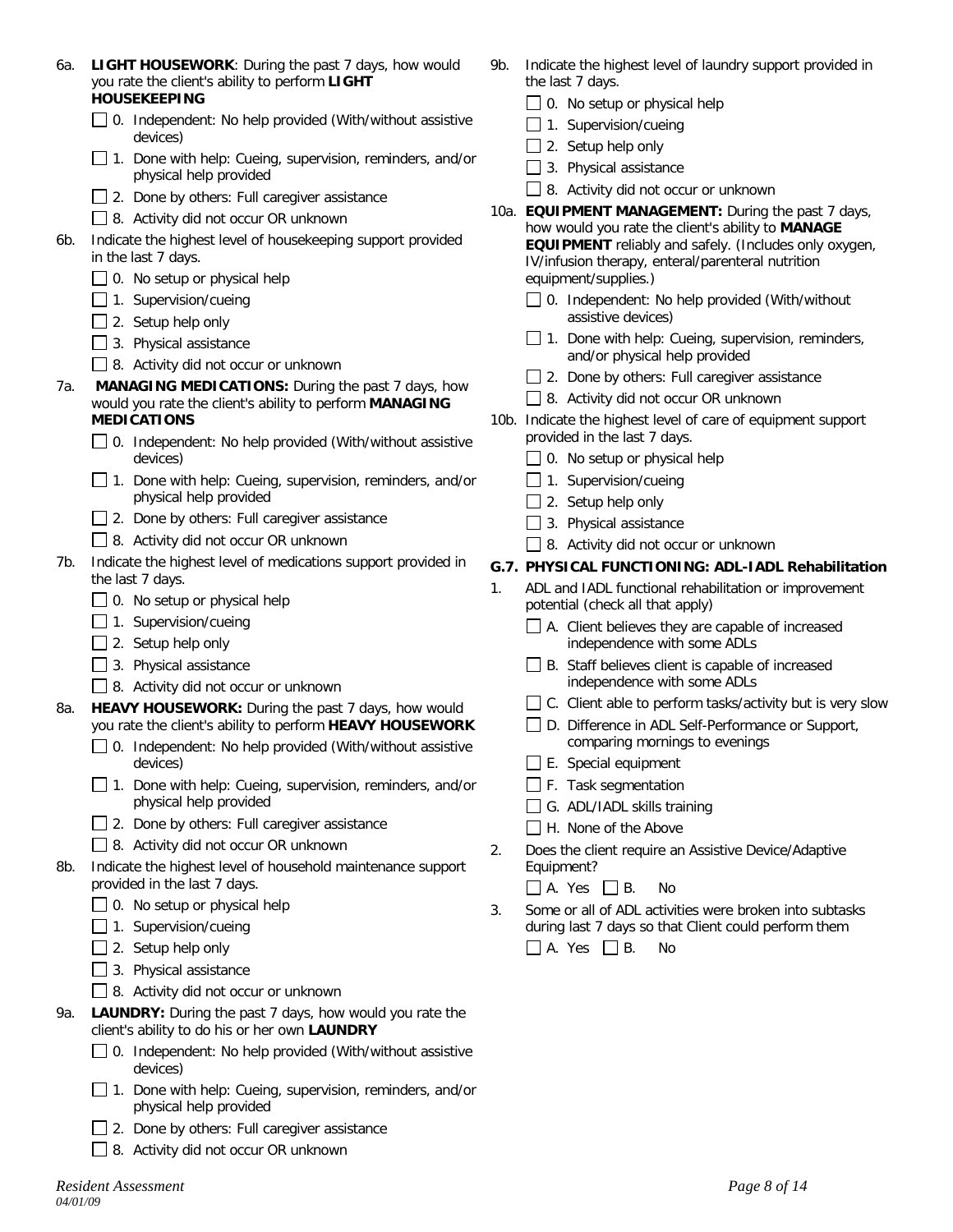6a. **LIGHT HOUSEWORK**: During the past 7 days, how would you rate the client's ability to perform **LIGHT HOUSEKEEPING**

- ☐ 0. Independent: No help provided (With/without assistive devices)
- ☐ 1. Done with help: Cueing, supervision, reminders, and/or physical help provided
- ☐ 2. Done by others: Full caregiver assistance
- ☐ 8. Activity did not occur OR unknown

6b. Indicate the highest level of housekeeping support provided in the last 7 days.

- ☐ 0. No setup or physical help
- ☐ 1. Supervision/cueing
- ☐ 2. Setup help only
- ☐ 3. Physical assistance
- ☐ 8. Activity did not occur or unknown

7a. **MANAGING MEDICATIONS:** During the past 7 days, how would you rate the client's ability to perform **MANAGING MEDICATIONS**

- ☐ 0. Independent: No help provided (With/without assistive devices)
- ☐ 1. Done with help: Cueing, supervision, reminders, and/or physical help provided
- ☐ 2. Done by others: Full caregiver assistance
- ☐ 8. Activity did not occur OR unknown

7b. Indicate the highest level of medications support provided in the last 7 days.

- ☐ 0. No setup or physical help
- ☐ 1. Supervision/cueing
- ☐ 2. Setup help only
- ☐ 3. Physical assistance
- ☐ 8. Activity did not occur or unknown

8a. **HEAVY HOUSEWORK:** During the past 7 days, how would you rate the client's ability to perform **HEAVY HOUSEWORK**

- ☐ 0. Independent: No help provided (With/without assistive devices)
- ☐ 1. Done with help: Cueing, supervision, reminders, and/or physical help provided
- ☐ 2. Done by others: Full caregiver assistance
- ☐ 8. Activity did not occur OR unknown

8b. Indicate the highest level of household maintenance support provided in the last 7 days.

- ☐ 0. No setup or physical help
- ☐ 1. Supervision/cueing
- ☐ 2. Setup help only
- ☐ 3. Physical assistance
- ☐ 8. Activity did not occur or unknown

9a. **LAUNDRY:** During the past 7 days, how would you rate the client's ability to do his or her own **LAUNDRY**

- ☐ 0. Independent: No help provided (With/without assistive devices)
- ☐ 1. Done with help: Cueing, supervision, reminders, and/or physical help provided
- ☐ 2. Done by others: Full caregiver assistance
- ☐ 8. Activity did not occur OR unknown

9b. Indicate the highest level of laundry support provided in the last 7 days.

- ☐ 0. No setup or physical help
- ☐ 1. Supervision/cueing
- ☐ 2. Setup help only
- ☐ 3. Physical assistance
- ☐ 8. Activity did not occur or unknown

10a. **EQUIPMENT MANAGEMENT:** During the past 7 days, how would you rate the client's ability to **MANAGE EQUIPMENT** reliably and safely. (Includes only oxygen, IV/infusion therapy, enteral/parenteral nutrition equipment/supplies.)

- ☐ 0. Independent: No help provided (With/without assistive devices)
- ☐ 1. Done with help: Cueing, supervision, reminders, and/or physical help provided
- ☐ 2. Done by others: Full caregiver assistance
- ☐ 8. Activity did not occur OR unknown

10b. Indicate the highest level of care of equipment support provided in the last 7 days.

- ☐ 0. No setup or physical help
- ☐ 1. Supervision/cueing
- ☐ 2. Setup help only
- ☐ 3. Physical assistance
- ☐ 8. Activity did not occur or unknown

## G.7. PHYSICAL FUNCTIONING: ADL-IADL Rehabilitation

1. ADL and IADL functional rehabilitation or improvement potential (check all that apply)

   - ☐ A. Client believes they are capable of increased independence with some ADLs
   - ☐ B. Staff believes client is capable of increased independence with some ADLs
   - ☐ C. Client able to perform tasks/activity but is very slow
   - ☐ D. Difference in ADL Self-Performance or Support, comparing mornings to evenings
   - ☐ E. Special equipment
   - ☐ F. Task segmentation
   - ☐ G. ADL/IADL skills training
   - ☐ H. None of the Above

2. Does the client require an Assistive Device/Adaptive Equipment?

   ☐ A. Yes ☐ B. No

3. Some or all of ADL activities were broken into subtasks during last 7 days so that Client could perform them

   ☐ A. Yes ☐ B. No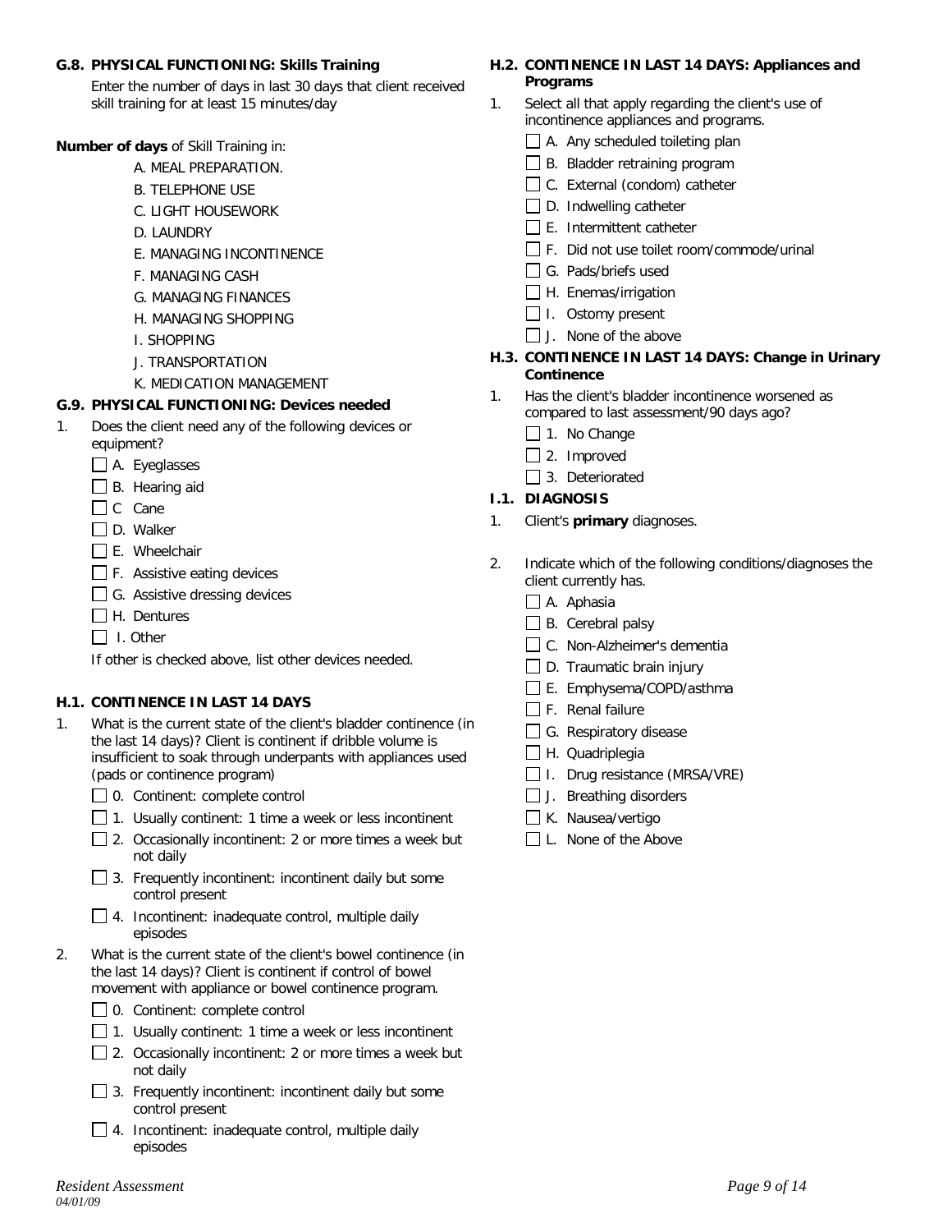**G.8. PHYSICAL FUNCTIONING: Skills Training**

Enter the number of days in last 30 days that client received skill training for at least 15 minutes/day

**Number of days** of Skill Training in:

A. MEAL PREPARATION.

B. TELEPHONE USE

C. LIGHT HOUSEWORK

D. LAUNDRY

E. MANAGING INCONTINENCE

F. MANAGING CASH

G. MANAGING FINANCES

H. MANAGING SHOPPING

I. SHOPPING

J. TRANSPORTATION

K. MEDICATION MANAGEMENT

**G.9. PHYSICAL FUNCTIONING: Devices needed**

1. Does the client need any of the following devices or equipment?
   - ☐ A. Eyeglasses
   - ☐ B. Hearing aid
   - ☐ C Cane
   - ☐ D. Walker
   - ☐ E. Wheelchair
   - ☐ F. Assistive eating devices
   - ☐ G. Assistive dressing devices
   - ☐ H. Dentures
   - ☐ I. Other

   If other is checked above, list other devices needed.

**H.1. CONTINENCE IN LAST 14 DAYS**

1. What is the current state of the client's bladder continence (in the last 14 days)? Client is continent if dribble volume is insufficient to soak through underpants with appliances used (pads or continence program)
   - ☐ 0. Continent: complete control
   - ☐ 1. Usually continent: 1 time a week or less incontinent
   - ☐ 2. Occasionally incontinent: 2 or more times a week but not daily
   - ☐ 3. Frequently incontinent: incontinent daily but some control present
   - ☐ 4. Incontinent: inadequate control, multiple daily episodes
2. What is the current state of the client's bowel continence (in the last 14 days)? Client is continent if control of bowel movement with appliance or bowel continence program.
   - ☐ 0. Continent: complete control
   - ☐ 1. Usually continent: 1 time a week or less incontinent
   - ☐ 2. Occasionally incontinent: 2 or more times a week but not daily
   - ☐ 3. Frequently incontinent: incontinent daily but some control present
   - ☐ 4. Incontinent: inadequate control, multiple daily episodes

**H.2. CONTINENCE IN LAST 14 DAYS: Appliances and Programs**

1. Select all that apply regarding the client's use of incontinence appliances and programs.
   - ☐ A. Any scheduled toileting plan
   - ☐ B. Bladder retraining program
   - ☐ C. External (condom) catheter
   - ☐ D. Indwelling catheter
   - ☐ E. Intermittent catheter
   - ☐ F. Did not use toilet room/commode/urinal
   - ☐ G. Pads/briefs used
   - ☐ H. Enemas/irrigation
   - ☐ I. Ostomy present
   - ☐ J. None of the above

**H.3. CONTINENCE IN LAST 14 DAYS: Change in Urinary Continence**

1. Has the client's bladder incontinence worsened as compared to last assessment/90 days ago?
   - ☐ 1. No Change
   - ☐ 2. Improved
   - ☐ 3. Deteriorated

**I.1. DIAGNOSIS**

1. Client's **primary** diagnoses.
2. Indicate which of the following conditions/diagnoses the client currently has.
   - ☐ A. Aphasia
   - ☐ B. Cerebral palsy
   - ☐ C. Non-Alzheimer's dementia
   - ☐ D. Traumatic brain injury
   - ☐ E. Emphysema/COPD/asthma
   - ☐ F. Renal failure
   - ☐ G. Respiratory disease
   - ☐ H. Quadriplegia
   - ☐ I. Drug resistance (MRSA/VRE)
   - ☐ J. Breathing disorders
   - ☐ K. Nausea/vertigo
   - ☐ L. None of the Above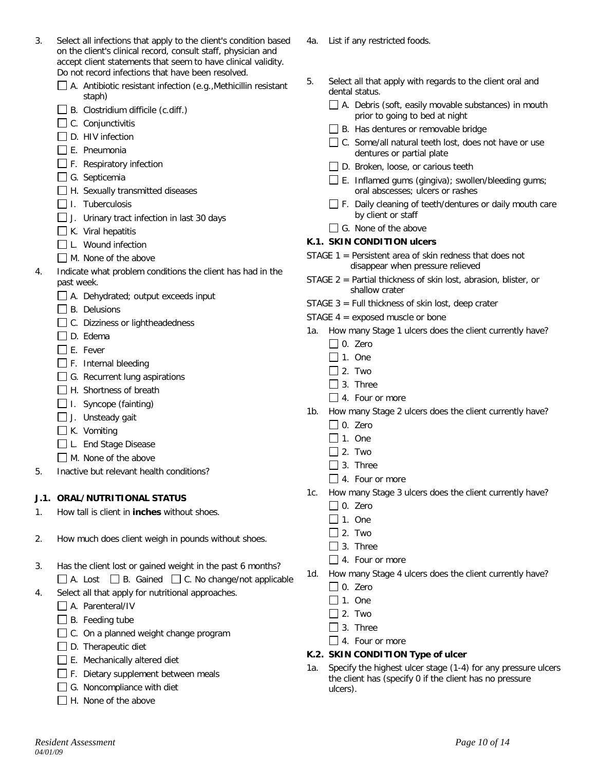3. Select all infections that apply to the client's condition based on the client's clinical record, consult staff, physician and accept client statements that seem to have clinical validity. Do not record infections that have been resolved.
   - ☐ A. Antibiotic resistant infection (e.g.,Methicillin resistant staph)
   - ☐ B. Clostridium difficile (c.diff.)
   - ☐ C. Conjunctivitis
   - ☐ D. HIV infection
   - ☐ E. Pneumonia
   - ☐ F. Respiratory infection
   - ☐ G. Septicemia
   - ☐ H. Sexually transmitted diseases
   - ☐ I. Tuberculosis
   - ☐ J. Urinary tract infection in last 30 days
   - ☐ K. Viral hepatitis
   - ☐ L. Wound infection
   - ☐ M. None of the above
4. Indicate what problem conditions the client has had in the past week.
   - ☐ A. Dehydrated; output exceeds input
   - ☐ B. Delusions
   - ☐ C. Dizziness or lightheadedness
   - ☐ D. Edema
   - ☐ E. Fever
   - ☐ F. Internal bleeding
   - ☐ G. Recurrent lung aspirations
   - ☐ H. Shortness of breath
   - ☐ I. Syncope (fainting)
   - ☐ J. Unsteady gait
   - ☐ K. Vomiting
   - ☐ L. End Stage Disease
   - ☐ M. None of the above
5. Inactive but relevant health conditions?

**J.1. ORAL/NUTRITIONAL STATUS**

1. How tall is client in **inches** without shoes.

2. How much does client weigh in pounds without shoes.

3. Has the client lost or gained weight in the past 6 months?
   ☐ A. Lost ☐ B. Gained ☐ C. No change/not applicable
4. Select all that apply for nutritional approaches.
   - ☐ A. Parenteral/IV
   - ☐ B. Feeding tube
   - ☐ C. On a planned weight change program
   - ☐ D. Therapeutic diet
   - ☐ E. Mechanically altered diet
   - ☐ F. Dietary supplement between meals
   - ☐ G. Noncompliance with diet
   - ☐ H. None of the above

4a. List if any restricted foods.

5. Select all that apply with regards to the client oral and dental status.
   - ☐ A. Debris (soft, easily movable substances) in mouth prior to going to bed at night
   - ☐ B. Has dentures or removable bridge
   - ☐ C. Some/all natural teeth lost, does not have or use dentures or partial plate
   - ☐ D. Broken, loose, or carious teeth
   - ☐ E. Inflamed gums (gingiva); swollen/bleeding gums; oral abscesses; ulcers or rashes
   - ☐ F. Daily cleaning of teeth/dentures or daily mouth care by client or staff
   - ☐ G. None of the above

**K.1. SKIN CONDITION ulcers**

STAGE 1 = Persistent area of skin redness that does not disappear when pressure relieved

STAGE 2 = Partial thickness of skin lost, abrasion, blister, or shallow crater

STAGE 3 = Full thickness of skin lost, deep crater

STAGE 4 = exposed muscle or bone

1a. How many Stage 1 ulcers does the client currently have?
   - ☐ 0. Zero
   - ☐ 1. One
   - ☐ 2. Two
   - ☐ 3. Three
   - ☐ 4. Four or more

1b. How many Stage 2 ulcers does the client currently have?
   - ☐ 0. Zero
   - ☐ 1. One
   - ☐ 2. Two
   - ☐ 3. Three
   - ☐ 4. Four or more

1c. How many Stage 3 ulcers does the client currently have?
   - ☐ 0. Zero
   - ☐ 1. One
   - ☐ 2. Two
   - ☐ 3. Three
   - ☐ 4. Four or more

1d. How many Stage 4 ulcers does the client currently have?
   - ☐ 0. Zero
   - ☐ 1. One
   - ☐ 2. Two
   - ☐ 3. Three
   - ☐ 4. Four or more

**K.2. SKIN CONDITION Type of ulcer**

1a. Specify the highest ulcer stage (1-4) for any pressure ulcers the client has (specify 0 if the client has no pressure ulcers).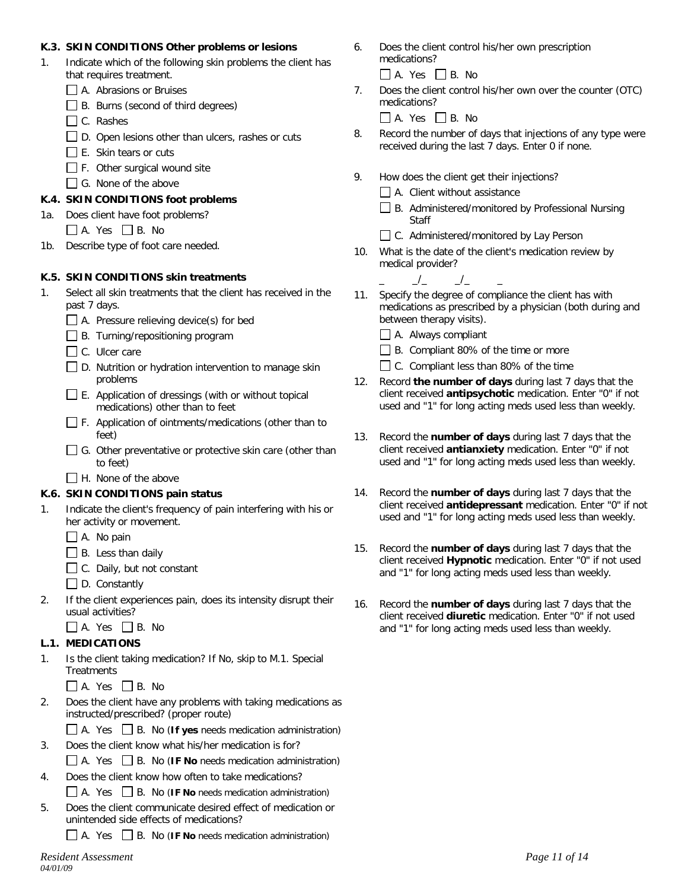### K.3. SKIN CONDITIONS Other problems or lesions

1. Indicate which of the following skin problems the client has that requires treatment.
   - ☐ A. Abrasions or Bruises
   - ☐ B. Burns (second of third degrees)
   - ☐ C. Rashes
   - ☐ D. Open lesions other than ulcers, rashes or cuts
   - ☐ E. Skin tears or cuts
   - ☐ F. Other surgical wound site
   - ☐ G. None of the above

### K.4. SKIN CONDITIONS foot problems

1a. Does client have foot problems?
   ☐ A. Yes ☐ B. No

1b. Describe type of foot care needed.

### K.5. SKIN CONDITIONS skin treatments

1. Select all skin treatments that the client has received in the past 7 days.
   - ☐ A. Pressure relieving device(s) for bed
   - ☐ B. Turning/repositioning program
   - ☐ C. Ulcer care
   - ☐ D. Nutrition or hydration intervention to manage skin problems
   - ☐ E. Application of dressings (with or without topical medications) other than to feet
   - ☐ F. Application of ointments/medications (other than to feet)
   - ☐ G. Other preventative or protective skin care (other than to feet)
   - ☐ H. None of the above

### K.6. SKIN CONDITIONS pain status

1. Indicate the client's frequency of pain interfering with his or her activity or movement.
   - ☐ A. No pain
   - ☐ B. Less than daily
   - ☐ C. Daily, but not constant
   - ☐ D. Constantly
2. If the client experiences pain, does its intensity disrupt their usual activities?
   ☐ A. Yes ☐ B. No

### L.1. MEDICATIONS

1. Is the client taking medication? If No, skip to M.1. Special Treatments
   ☐ A. Yes ☐ B. No
2. Does the client have any problems with taking medications as instructed/prescribed? (proper route)
   ☐ A. Yes ☐ B. No (**If yes** needs medication administration)
3. Does the client know what his/her medication is for?
   ☐ A. Yes ☐ B. No (**IF No** needs medication administration)
4. Does the client know how often to take medications?
   ☐ A. Yes ☐ B. No (**IF No** needs medication administration)
5. Does the client communicate desired effect of medication or unintended side effects of medications?
   ☐ A. Yes ☐ B. No (**IF No** needs medication administration)
6. Does the client control his/her own prescription medications?
   ☐ A. Yes ☐ B. No
7. Does the client control his/her own over the counter (OTC) medications?
   ☐ A. Yes ☐ B. No
8. Record the number of days that injections of any type were received during the last 7 days. Enter 0 if none.
9. How does the client get their injections?
   - ☐ A. Client without assistance
   - ☐ B. Administered/monitored by Professional Nursing Staff
   - ☐ C. Administered/monitored by Lay Person
10. What is the date of the client's medication review by medical provider?
    __/__/__
11. Specify the degree of compliance the client has with medications as prescribed by a physician (both during and between therapy visits).
    - ☐ A. Always compliant
    - ☐ B. Compliant 80% of the time or more
    - ☐ C. Compliant less than 80% of the time
12. Record **the number of days** during last 7 days that the client received **antipsychotic** medication. Enter "0" if not used and "1" for long acting meds used less than weekly.
13. Record the **number of days** during last 7 days that the client received **antianxiety** medication. Enter "0" if not used and "1" for long acting meds used less than weekly.
14. Record the **number of days** during last 7 days that the client received **antidepressant** medication. Enter "0" if not used and "1" for long acting meds used less than weekly.
15. Record the **number of days** during last 7 days that the client received **Hypnotic** medication. Enter "0" if not used and "1" for long acting meds used less than weekly.
16. Record the **number of days** during last 7 days that the client received **diuretic** medication. Enter "0" if not used and "1" for long acting meds used less than weekly.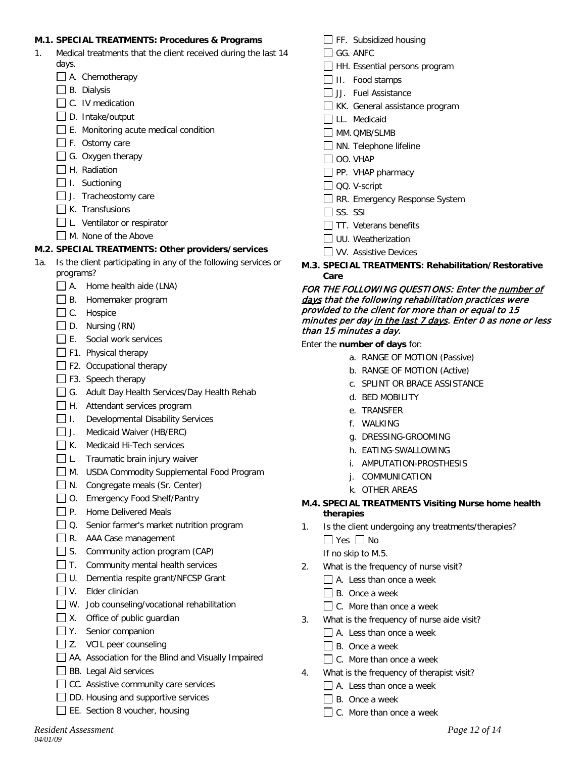**M.1. SPECIAL TREATMENTS: Procedures & Programs**

1. Medical treatments that the client received during the last 14 days.
   - ☐ A. Chemotherapy
   - ☐ B. Dialysis
   - ☐ C. IV medication
   - ☐ D. Intake/output
   - ☐ E. Monitoring acute medical condition
   - ☐ F. Ostomy care
   - ☐ G. Oxygen therapy
   - ☐ H. Radiation
   - ☐ I. Suctioning
   - ☐ J. Tracheostomy care
   - ☐ K. Transfusions
   - ☐ L. Ventilator or respirator
   - ☐ M. None of the Above

**M.2. SPECIAL TREATMENTS: Other providers/services**

1a. Is the client participating in any of the following services or programs?
   - ☐ A. Home health aide (LNA)
   - ☐ B. Homemaker program
   - ☐ C. Hospice
   - ☐ D. Nursing (RN)
   - ☐ E. Social work services
   - ☐ F1. Physical therapy
   - ☐ F2. Occupational therapy
   - ☐ F3. Speech therapy
   - ☐ G. Adult Day Health Services/Day Health Rehab
   - ☐ H. Attendant services program
   - ☐ I. Developmental Disability Services
   - ☐ J. Medicaid Waiver (HB/ERC)
   - ☐ K. Medicaid Hi-Tech services
   - ☐ L. Traumatic brain injury waiver
   - ☐ M. USDA Commodity Supplemental Food Program
   - ☐ N. Congregate meals (Sr. Center)
   - ☐ O. Emergency Food Shelf/Pantry
   - ☐ P. Home Delivered Meals
   - ☐ Q. Senior farmer's market nutrition program
   - ☐ R. AAA Case management
   - ☐ S. Community action program (CAP)
   - ☐ T. Community mental health services
   - ☐ U. Dementia respite grant/NFCSP Grant
   - ☐ V. Elder clinician
   - ☐ W. Job counseling/vocational rehabilitation
   - ☐ X. Office of public guardian
   - ☐ Y. Senior companion
   - ☐ Z. VCIL peer counseling
   - ☐ AA. Association for the Blind and Visually Impaired
   - ☐ BB. Legal Aid services
   - ☐ CC. Assistive community care services
   - ☐ DD. Housing and supportive services
   - ☐ EE. Section 8 voucher, housing
   - ☐ FF. Subsidized housing
   - ☐ GG. ANFC
   - ☐ HH. Essential persons program
   - ☐ II. Food stamps
   - ☐ JJ. Fuel Assistance
   - ☐ KK. General assistance program
   - ☐ LL. Medicaid
   - ☐ MM. QMB/SLMB
   - ☐ NN. Telephone lifeline
   - ☐ OO. VHAP
   - ☐ PP. VHAP pharmacy
   - ☐ QQ. V-script
   - ☐ RR. Emergency Response System
   - ☐ SS. SSI
   - ☐ TT. Veterans benefits
   - ☐ UU. Weatherization
   - ☐ VV. Assistive Devices

**M.3. SPECIAL TREATMENTS: Rehabilitation/Restorative Care**

***FOR THE FOLLOWING QUESTIONS: Enter the <u>number of days</u> that the following rehabilitation practices were provided to the client for more than or equal to 15 minutes per day <u>in the last 7 days</u>. Enter 0 as none or less than 15 minutes a day.***

Enter the **number of days** for:

a. RANGE OF MOTION (Passive)
b. RANGE OF MOTION (Active)
c. SPLINT OR BRACE ASSISTANCE
d. BED MOBILITY
e. TRANSFER
f. WALKING
g. DRESSING-GROOMING
h. EATING-SWALLOWING
i. AMPUTATION-PROSTHESIS
j. COMMUNICATION
k. OTHER AREAS

**M.4. SPECIAL TREATMENTS Visiting Nurse home health therapies**

1. Is the client undergoing any treatments/therapies?
   ☐ Yes ☐ No
   If no skip to M.5.
2. What is the frequency of nurse visit?
   - ☐ A. Less than once a week
   - ☐ B. Once a week
   - ☐ C. More than once a week
3. What is the frequency of nurse aide visit?
   - ☐ A. Less than once a week
   - ☐ B. Once a week
   - ☐ C. More than once a week
4. What is the frequency of therapist visit?
   - ☐ A. Less than once a week
   - ☐ B. Once a week
   - ☐ C. More than once a week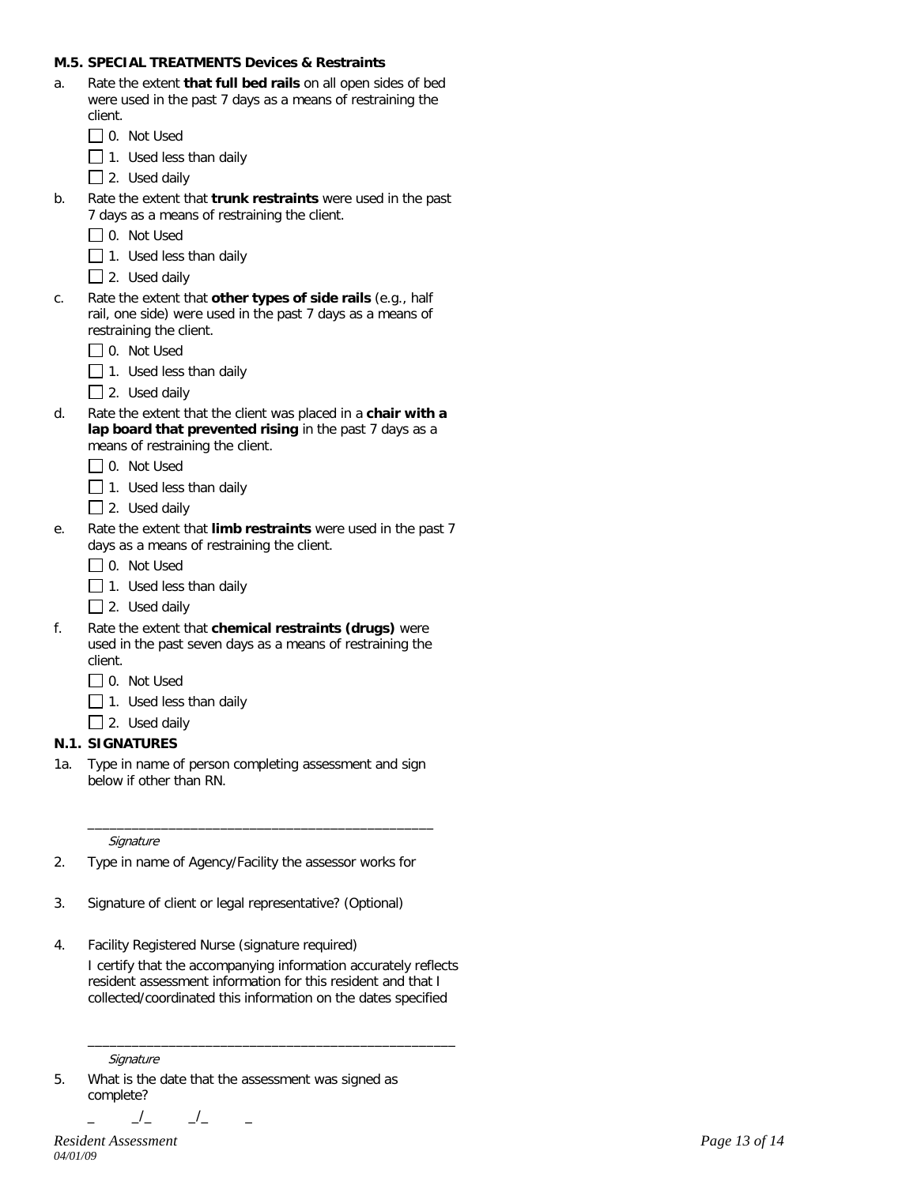### M.5. SPECIAL TREATMENTS Devices & Restraints

a. Rate the extent **that full bed rails** on all open sides of bed were used in the past 7 days as a means of restraining the client.

- ☐ 0. Not Used
- ☐ 1. Used less than daily
- ☐ 2. Used daily

b. Rate the extent that **trunk restraints** were used in the past 7 days as a means of restraining the client.

- ☐ 0. Not Used
- ☐ 1. Used less than daily
- ☐ 2. Used daily

c. Rate the extent that **other types of side rails** (e.g., half rail, one side) were used in the past 7 days as a means of restraining the client.

- ☐ 0. Not Used
- ☐ 1. Used less than daily
- ☐ 2. Used daily

d. Rate the extent that the client was placed in a **chair with a lap board that prevented rising** in the past 7 days as a means of restraining the client.

- ☐ 0. Not Used
- ☐ 1. Used less than daily
- ☐ 2. Used daily

e. Rate the extent that **limb restraints** were used in the past 7 days as a means of restraining the client.

- ☐ 0. Not Used
- ☐ 1. Used less than daily
- ☐ 2. Used daily

f. Rate the extent that **chemical restraints (drugs)** were used in the past seven days as a means of restraining the client.

- ☐ 0. Not Used
- ☐ 1. Used less than daily
- ☐ 2. Used daily

### N.1. SIGNATURES

1a. Type in name of person completing assessment and sign below if other than RN.

_______________________________________________

*Signature*

2. Type in name of Agency/Facility the assessor works for

3. Signature of client or legal representative? (Optional)

4. Facility Registered Nurse (signature required)

   I certify that the accompanying information accurately reflects resident assessment information for this resident and that I collected/coordinated this information on the dates specified

_______________________________________________

*Signature*

5. What is the date that the assessment was signed as complete?

   _ _/_ _/_ _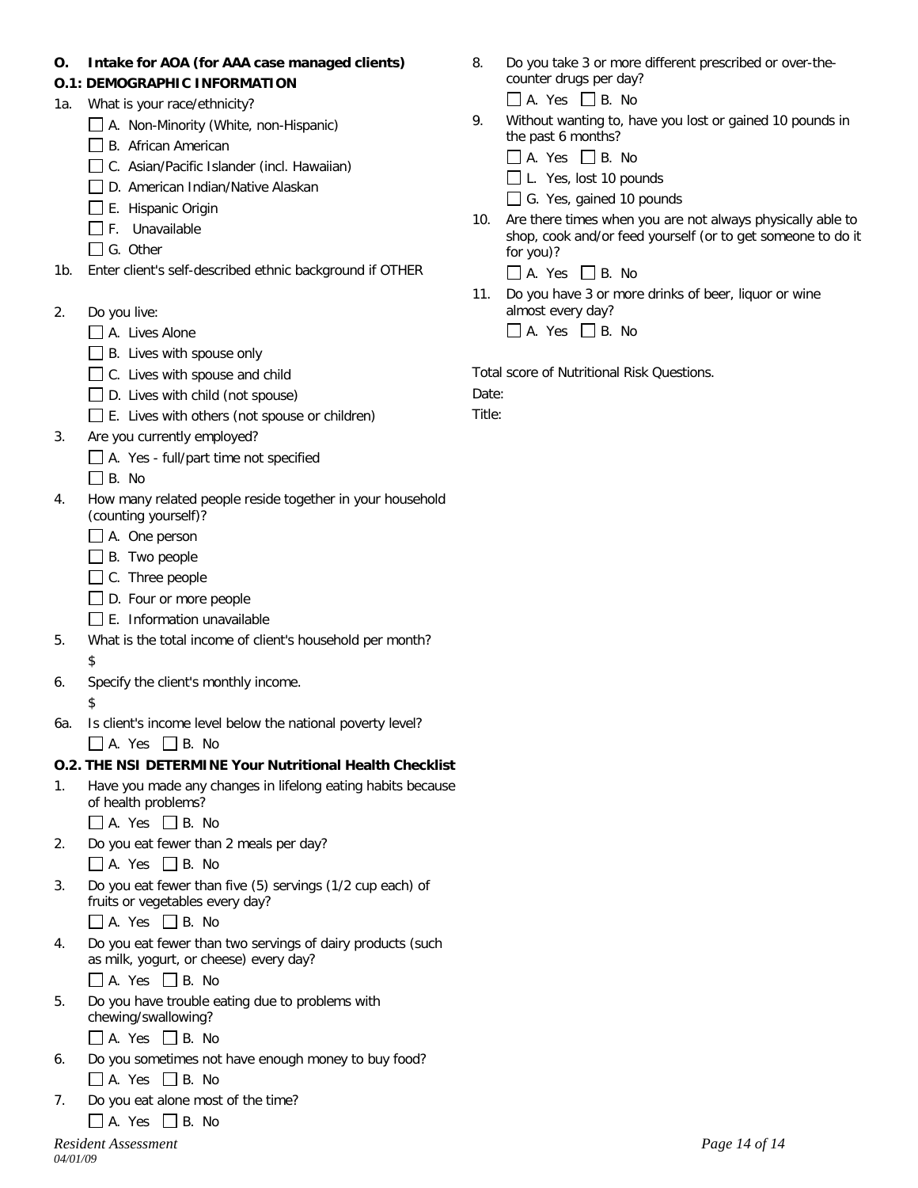**O. Intake for AOA (for AAA case managed clients)**

**O.1: DEMOGRAPHIC INFORMATION**

1a. What is your race/ethnicity?

- ☐ A. Non-Minority (White, non-Hispanic)
- ☐ B. African American
- ☐ C. Asian/Pacific Islander (incl. Hawaiian)
- ☐ D. American Indian/Native Alaskan
- ☐ E. Hispanic Origin
- ☐ F. Unavailable
- ☐ G. Other

1b. Enter client's self-described ethnic background if OTHER

2. Do you live:

- ☐ A. Lives Alone
- ☐ B. Lives with spouse only
- ☐ C. Lives with spouse and child
- ☐ D. Lives with child (not spouse)
- ☐ E. Lives with others (not spouse or children)

3. Are you currently employed?

- ☐ A. Yes - full/part time not specified
- ☐ B. No

4. How many related people reside together in your household (counting yourself)?

- ☐ A. One person
- ☐ B. Two people
- ☐ C. Three people
- ☐ D. Four or more people
- ☐ E. Information unavailable

5. What is the total income of client's household per month?

$

6. Specify the client's monthly income.

$

6a. Is client's income level below the national poverty level?

☐ A. Yes ☐ B. No

**O.2. THE NSI DETERMINE Your Nutritional Health Checklist**

1. Have you made any changes in lifelong eating habits because of health problems?

☐ A. Yes ☐ B. No

2. Do you eat fewer than 2 meals per day?

☐ A. Yes ☐ B. No

3. Do you eat fewer than five (5) servings (1/2 cup each) of fruits or vegetables every day?

☐ A. Yes ☐ B. No

4. Do you eat fewer than two servings of dairy products (such as milk, yogurt, or cheese) every day?

☐ A. Yes ☐ B. No

5. Do you have trouble eating due to problems with chewing/swallowing?

☐ A. Yes ☐ B. No

6. Do you sometimes not have enough money to buy food?

☐ A. Yes ☐ B. No

7. Do you eat alone most of the time?

☐ A. Yes ☐ B. No

8. Do you take 3 or more different prescribed or over-the-counter drugs per day?

☐ A. Yes ☐ B. No

9. Without wanting to, have you lost or gained 10 pounds in the past 6 months?

- ☐ A. Yes ☐ B. No
- ☐ L. Yes, lost 10 pounds
- ☐ G. Yes, gained 10 pounds

10. Are there times when you are not always physically able to shop, cook and/or feed yourself (or to get someone to do it for you)?

☐ A. Yes ☐ B. No

11. Do you have 3 or more drinks of beer, liquor or wine almost every day?

☐ A. Yes ☐ B. No

Total score of Nutritional Risk Questions.

Date:

Title: